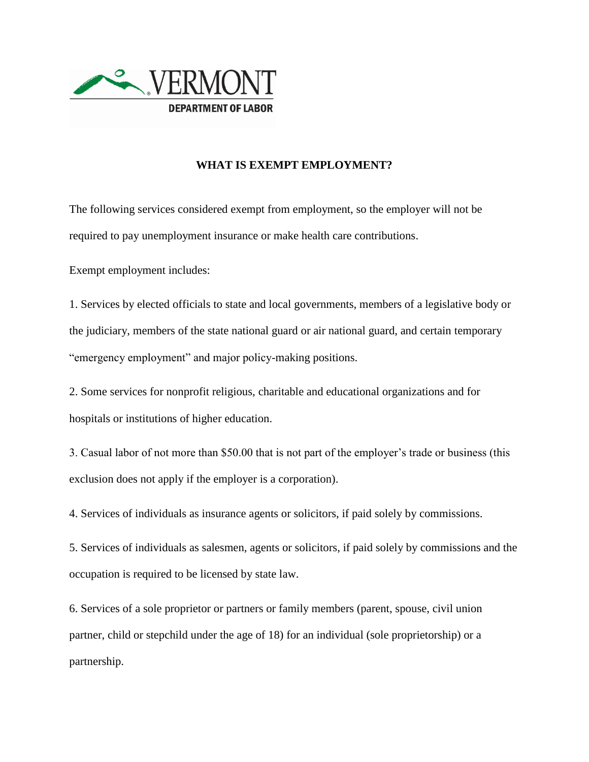VERMONT
DEPARTMENT OF LABOR

## WHAT IS EXEMPT EMPLOYMENT?

The following services considered exempt from employment, so the employer will not be required to pay unemployment insurance or make health care contributions.

Exempt employment includes:

1. Services by elected officials to state and local governments, members of a legislative body or the judiciary, members of the state national guard or air national guard, and certain temporary "emergency employment" and major policy-making positions.

2. Some services for nonprofit religious, charitable and educational organizations and for hospitals or institutions of higher education.

3. Casual labor of not more than $50.00 that is not part of the employer's trade or business (this exclusion does not apply if the employer is a corporation).

4. Services of individuals as insurance agents or solicitors, if paid solely by commissions.

5. Services of individuals as salesmen, agents or solicitors, if paid solely by commissions and the occupation is required to be licensed by state law.

6. Services of a sole proprietor or partners or family members (parent, spouse, civil union partner, child or stepchild under the age of 18) for an individual (sole proprietorship) or a partnership.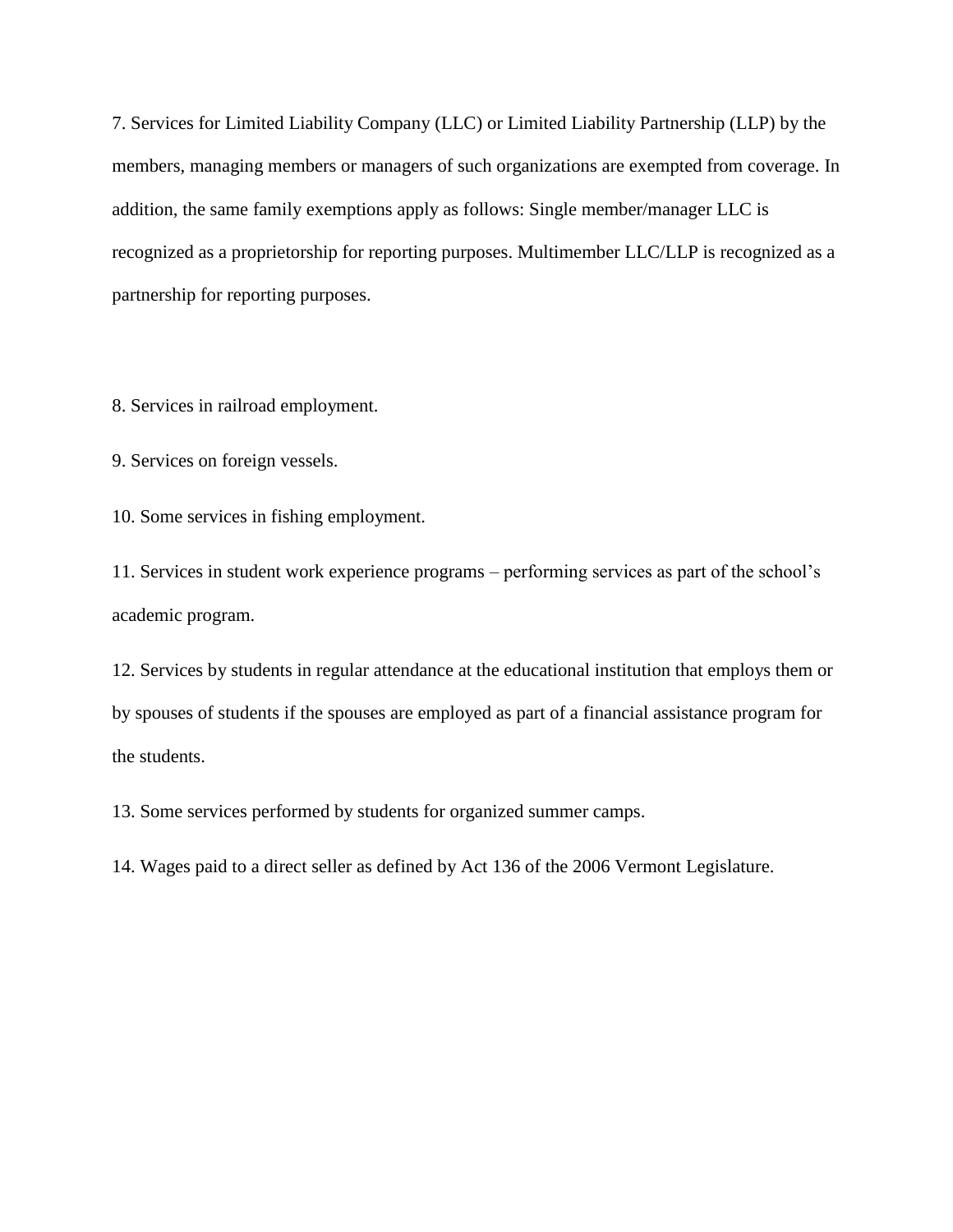7. Services for Limited Liability Company (LLC) or Limited Liability Partnership (LLP) by the members, managing members or managers of such organizations are exempted from coverage. In addition, the same family exemptions apply as follows: Single member/manager LLC is recognized as a proprietorship for reporting purposes. Multimember LLC/LLP is recognized as a partnership for reporting purposes.

8. Services in railroad employment.

9. Services on foreign vessels.

10. Some services in fishing employment.

11. Services in student work experience programs – performing services as part of the school's academic program.

12. Services by students in regular attendance at the educational institution that employs them or by spouses of students if the spouses are employed as part of a financial assistance program for the students.

13. Some services performed by students for organized summer camps.

14. Wages paid to a direct seller as defined by Act 136 of the 2006 Vermont Legislature.